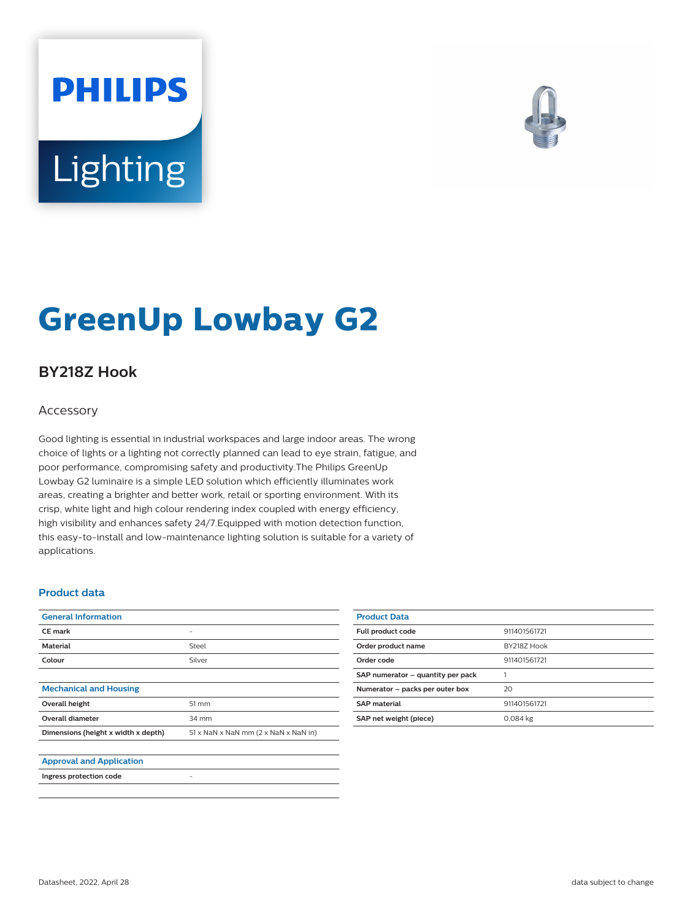PHILIPS

Lighting

# GreenUp Lowbay G2

## BY218Z Hook

Accessory

Good lighting is essential in industrial workspaces and large indoor areas. The wrong choice of lights or a lighting not correctly planned can lead to eye strain, fatigue, and poor performance, compromising safety and productivity.The Philips GreenUp Lowbay G2 luminaire is a simple LED solution which efficiently illuminates work areas, creating a brighter and better work, retail or sporting environment. With its crisp, white light and high colour rendering index coupled with energy efficiency, high visibility and enhances safety 24/7.Equipped with motion detection function, this easy-to-install and low-maintenance lighting solution is suitable for a variety of applications.

### Product data

| General Information | |
|---|---|
| CE mark | - |
| Material | Steel |
| Colour | Silver |

| Mechanical and Housing | |
|---|---|
| Overall height | 51 mm |
| Overall diameter | 34 mm |
| Dimensions (height x width x depth) | 51 x NaN x NaN mm (2 x NaN x NaN in) |

| Approval and Application | |
|---|---|
| Ingress protection code | - |

| Product Data | |
|---|---|
| Full product code | 911401561721 |
| Order product name | BY218Z Hook |
| Order code | 911401561721 |
| SAP numerator – quantity per pack | 1 |
| Numerator – packs per outer box | 20 |
| SAP material | 911401561721 |
| SAP net weight (piece) | 0.084 kg |

Datasheet, 2022, April 28

data subject to change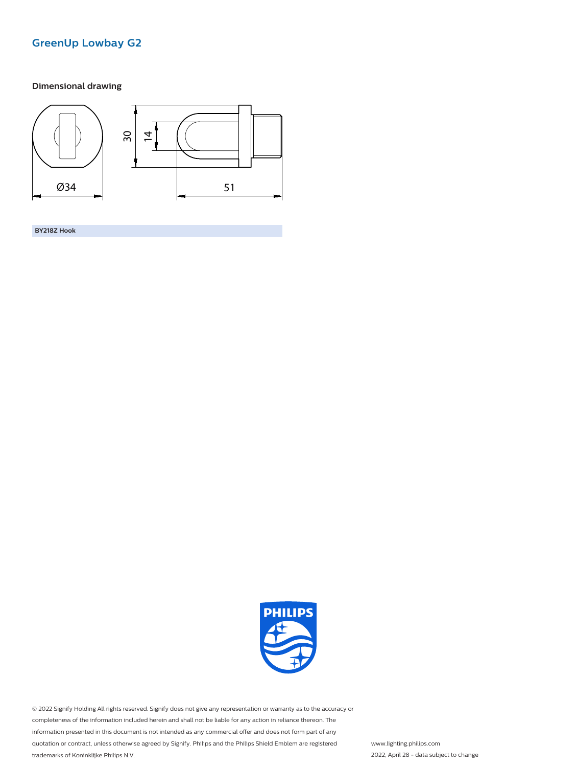## GreenUp Lowbay G2

### Dimensional drawing

Ø34

30

14

51

**BY218Z Hook**

© 2022 Signify Holding All rights reserved. Signify does not give any representation or warranty as to the accuracy or completeness of the information included herein and shall not be liable for any action in reliance thereon. The information presented in this document is not intended as any commercial offer and does not form part of any quotation or contract, unless otherwise agreed by Signify. Philips and the Philips Shield Emblem are registered trademarks of Koninklijke Philips N.V.

www.lighting.philips.com

2022, April 28 - data subject to change